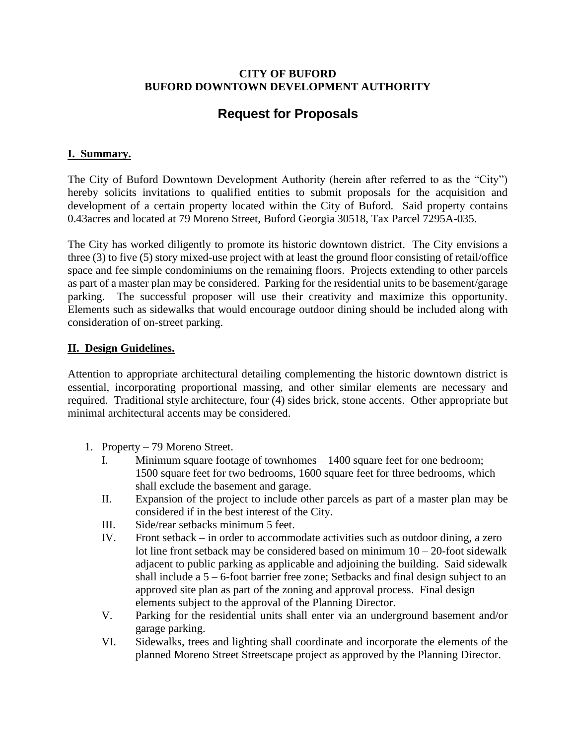**CITY OF BUFORD**
**BUFORD DOWNTOWN DEVELOPMENT AUTHORITY**

# Request for Proposals

## I. Summary.

The City of Buford Downtown Development Authority (herein after referred to as the "City") hereby solicits invitations to qualified entities to submit proposals for the acquisition and development of a certain property located within the City of Buford. Said property contains 0.43acres and located at 79 Moreno Street, Buford Georgia 30518, Tax Parcel 7295A-035.

The City has worked diligently to promote its historic downtown district. The City envisions a three (3) to five (5) story mixed-use project with at least the ground floor consisting of retail/office space and fee simple condominiums on the remaining floors. Projects extending to other parcels as part of a master plan may be considered. Parking for the residential units to be basement/garage parking. The successful proposer will use their creativity and maximize this opportunity. Elements such as sidewalks that would encourage outdoor dining should be included along with consideration of on-street parking.

## II. Design Guidelines.

Attention to appropriate architectural detailing complementing the historic downtown district is essential, incorporating proportional massing, and other similar elements are necessary and required. Traditional style architecture, four (4) sides brick, stone accents. Other appropriate but minimal architectural accents may be considered.

1. Property – 79 Moreno Street.
   - I. Minimum square footage of townhomes – 1400 square feet for one bedroom; 1500 square feet for two bedrooms, 1600 square feet for three bedrooms, which shall exclude the basement and garage.
   - II. Expansion of the project to include other parcels as part of a master plan may be considered if in the best interest of the City.
   - III. Side/rear setbacks minimum 5 feet.
   - IV. Front setback – in order to accommodate activities such as outdoor dining, a zero lot line front setback may be considered based on minimum 10 – 20-foot sidewalk adjacent to public parking as applicable and adjoining the building. Said sidewalk shall include a 5 – 6-foot barrier free zone; Setbacks and final design subject to an approved site plan as part of the zoning and approval process. Final design elements subject to the approval of the Planning Director.
   - V. Parking for the residential units shall enter via an underground basement and/or garage parking.
   - VI. Sidewalks, trees and lighting shall coordinate and incorporate the elements of the planned Moreno Street Streetscape project as approved by the Planning Director.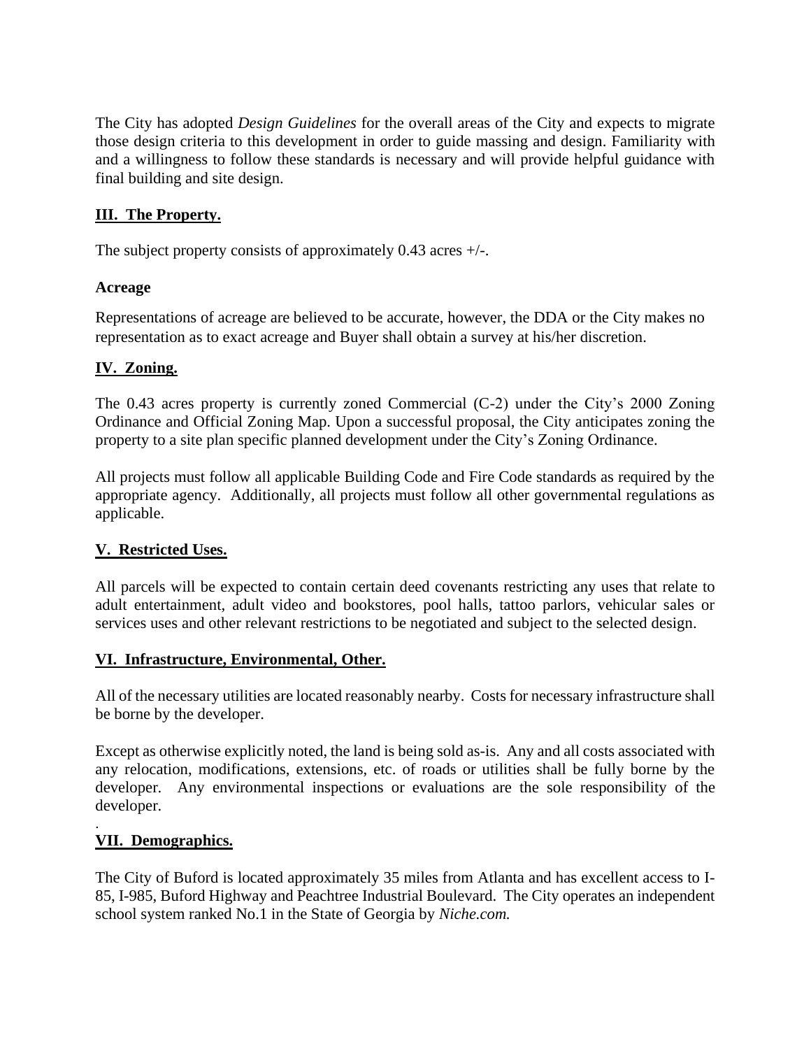The City has adopted *Design Guidelines* for the overall areas of the City and expects to migrate those design criteria to this development in order to guide massing and design. Familiarity with and a willingness to follow these standards is necessary and will provide helpful guidance with final building and site design.

## III. The Property.

The subject property consists of approximately 0.43 acres +/-.

### Acreage

Representations of acreage are believed to be accurate, however, the DDA or the City makes no representation as to exact acreage and Buyer shall obtain a survey at his/her discretion.

## IV. Zoning.

The 0.43 acres property is currently zoned Commercial (C-2) under the City's 2000 Zoning Ordinance and Official Zoning Map. Upon a successful proposal, the City anticipates zoning the property to a site plan specific planned development under the City's Zoning Ordinance.

All projects must follow all applicable Building Code and Fire Code standards as required by the appropriate agency. Additionally, all projects must follow all other governmental regulations as applicable.

## V. Restricted Uses.

All parcels will be expected to contain certain deed covenants restricting any uses that relate to adult entertainment, adult video and bookstores, pool halls, tattoo parlors, vehicular sales or services uses and other relevant restrictions to be negotiated and subject to the selected design.

## VI. Infrastructure, Environmental, Other.

All of the necessary utilities are located reasonably nearby. Costs for necessary infrastructure shall be borne by the developer.

Except as otherwise explicitly noted, the land is being sold as-is. Any and all costs associated with any relocation, modifications, extensions, etc. of roads or utilities shall be fully borne by the developer. Any environmental inspections or evaluations are the sole responsibility of the developer.

## VII. Demographics.

The City of Buford is located approximately 35 miles from Atlanta and has excellent access to I-85, I-985, Buford Highway and Peachtree Industrial Boulevard. The City operates an independent school system ranked No.1 in the State of Georgia by *Niche.com.*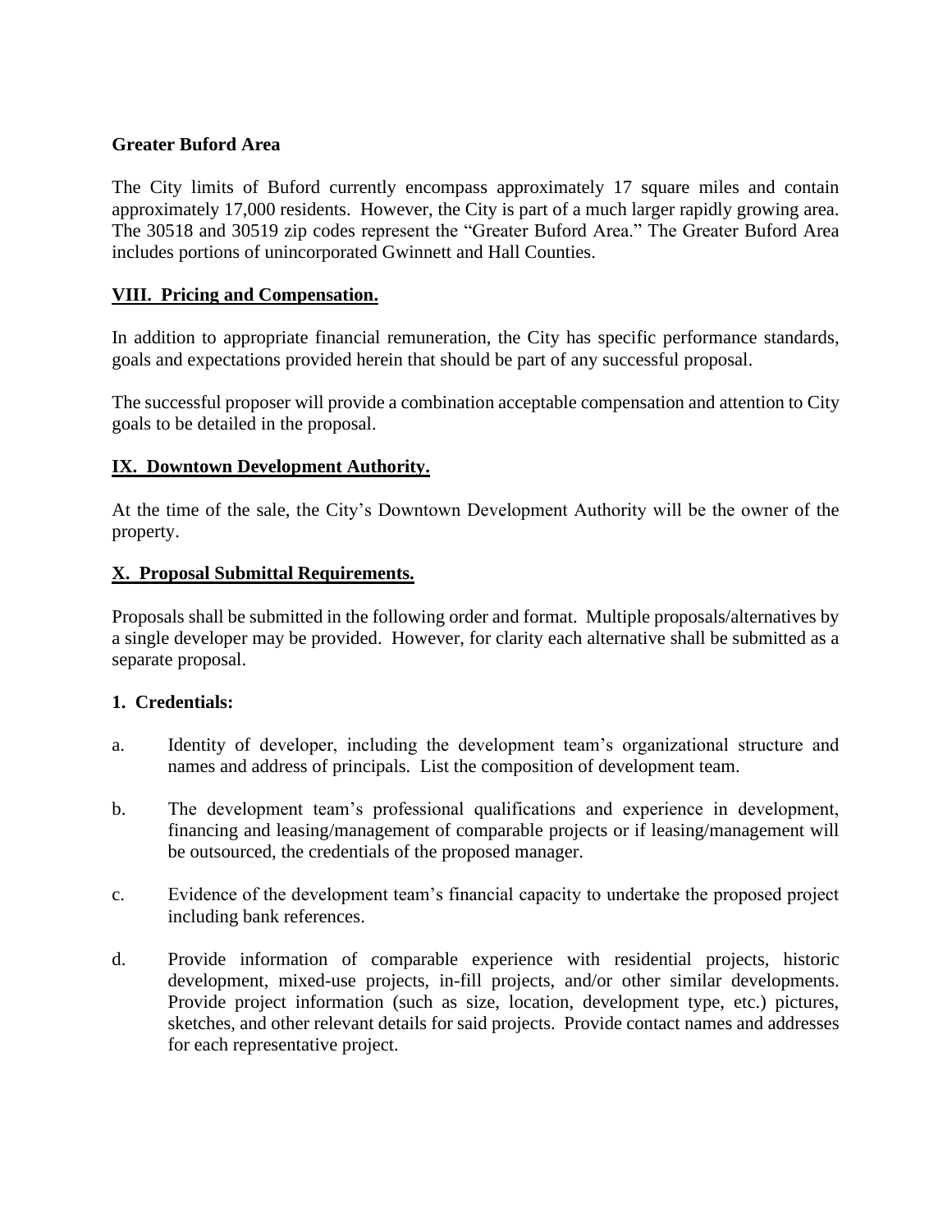**Greater Buford Area**

The City limits of Buford currently encompass approximately 17 square miles and contain approximately 17,000 residents. However, the City is part of a much larger rapidly growing area. The 30518 and 30519 zip codes represent the "Greater Buford Area." The Greater Buford Area includes portions of unincorporated Gwinnett and Hall Counties.

## VIII. Pricing and Compensation.

In addition to appropriate financial remuneration, the City has specific performance standards, goals and expectations provided herein that should be part of any successful proposal.

The successful proposer will provide a combination acceptable compensation and attention to City goals to be detailed in the proposal.

## IX. Downtown Development Authority.

At the time of the sale, the City's Downtown Development Authority will be the owner of the property.

## X. Proposal Submittal Requirements.

Proposals shall be submitted in the following order and format. Multiple proposals/alternatives by a single developer may be provided. However, for clarity each alternative shall be submitted as a separate proposal.

**1. Credentials:**

a. Identity of developer, including the development team's organizational structure and names and address of principals. List the composition of development team.

b. The development team's professional qualifications and experience in development, financing and leasing/management of comparable projects or if leasing/management will be outsourced, the credentials of the proposed manager.

c. Evidence of the development team's financial capacity to undertake the proposed project including bank references.

d. Provide information of comparable experience with residential projects, historic development, mixed-use projects, in-fill projects, and/or other similar developments. Provide project information (such as size, location, development type, etc.) pictures, sketches, and other relevant details for said projects. Provide contact names and addresses for each representative project.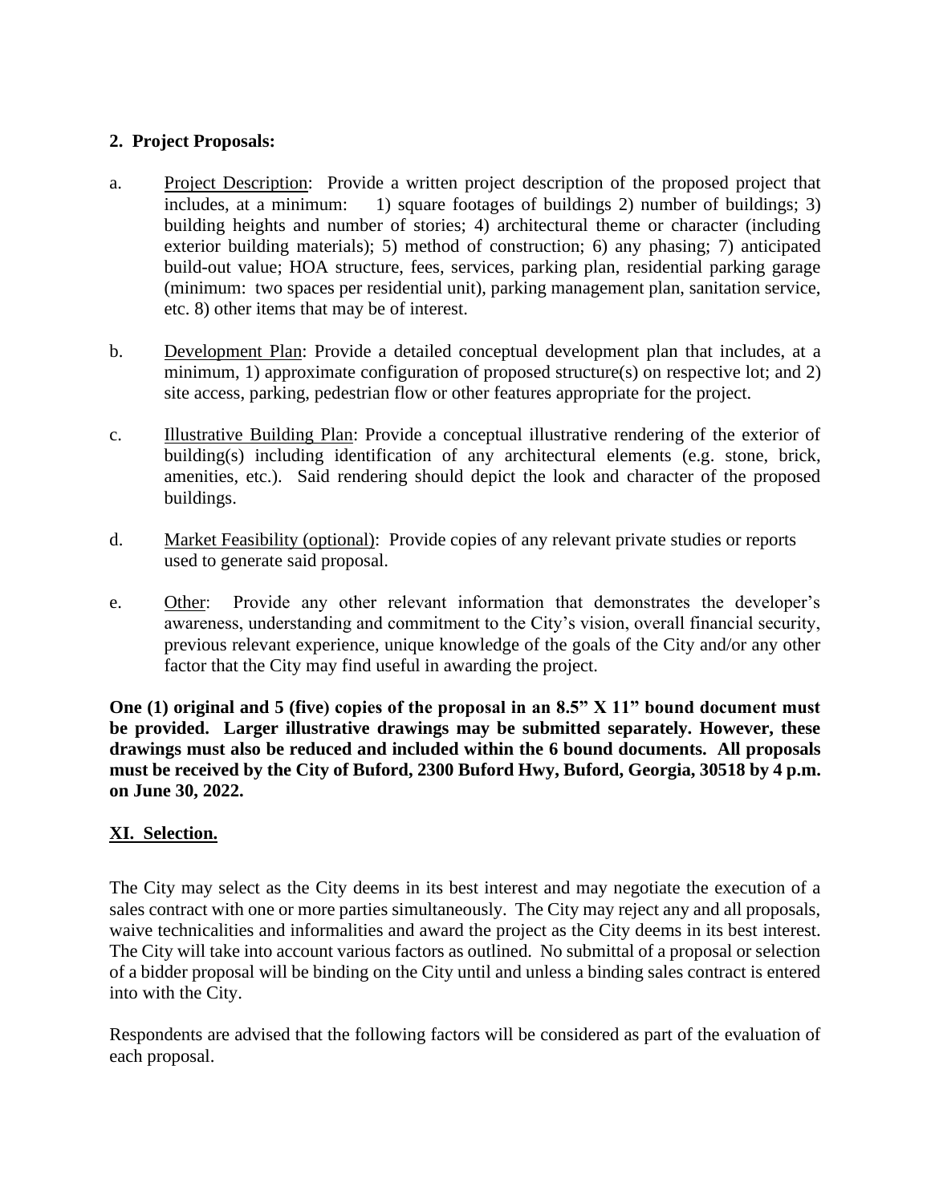**2. Project Proposals:**

a. Project Description: Provide a written project description of the proposed project that includes, at a minimum: 1) square footages of buildings 2) number of buildings; 3) building heights and number of stories; 4) architectural theme or character (including exterior building materials); 5) method of construction; 6) any phasing; 7) anticipated build-out value; HOA structure, fees, services, parking plan, residential parking garage (minimum: two spaces per residential unit), parking management plan, sanitation service, etc. 8) other items that may be of interest.

b. Development Plan: Provide a detailed conceptual development plan that includes, at a minimum, 1) approximate configuration of proposed structure(s) on respective lot; and 2) site access, parking, pedestrian flow or other features appropriate for the project.

c. Illustrative Building Plan: Provide a conceptual illustrative rendering of the exterior of building(s) including identification of any architectural elements (e.g. stone, brick, amenities, etc.). Said rendering should depict the look and character of the proposed buildings.

d. Market Feasibility (optional): Provide copies of any relevant private studies or reports used to generate said proposal.

e. Other: Provide any other relevant information that demonstrates the developer's awareness, understanding and commitment to the City's vision, overall financial security, previous relevant experience, unique knowledge of the goals of the City and/or any other factor that the City may find useful in awarding the project.

**One (1) original and 5 (five) copies of the proposal in an 8.5" X 11" bound document must be provided. Larger illustrative drawings may be submitted separately. However, these drawings must also be reduced and included within the 6 bound documents. All proposals must be received by the City of Buford, 2300 Buford Hwy, Buford, Georgia, 30518 by 4 p.m. on June 30, 2022.**

## XI. Selection.

The City may select as the City deems in its best interest and may negotiate the execution of a sales contract with one or more parties simultaneously. The City may reject any and all proposals, waive technicalities and informalities and award the project as the City deems in its best interest. The City will take into account various factors as outlined. No submittal of a proposal or selection of a bidder proposal will be binding on the City until and unless a binding sales contract is entered into with the City.

Respondents are advised that the following factors will be considered as part of the evaluation of each proposal.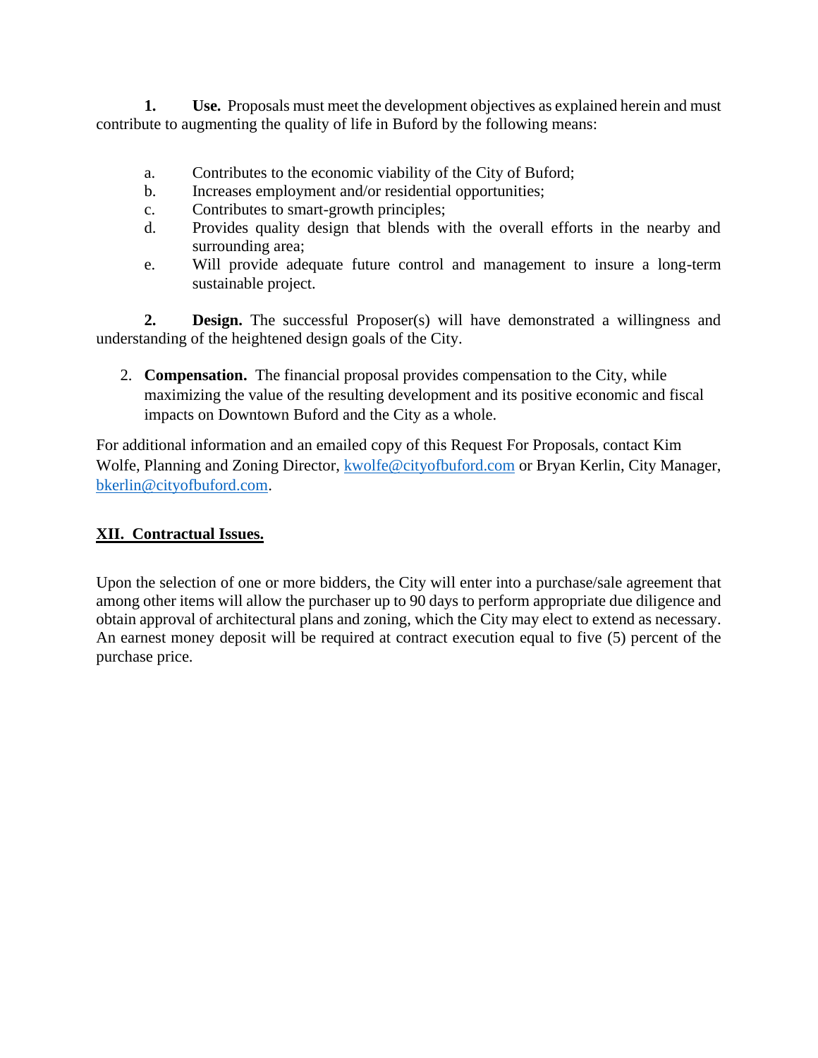**1. Use.** Proposals must meet the development objectives as explained herein and must contribute to augmenting the quality of life in Buford by the following means:

a. Contributes to the economic viability of the City of Buford;
b. Increases employment and/or residential opportunities;
c. Contributes to smart-growth principles;
d. Provides quality design that blends with the overall efforts in the nearby and surrounding area;
e. Will provide adequate future control and management to insure a long-term sustainable project.

**2. Design.** The successful Proposer(s) will have demonstrated a willingness and understanding of the heightened design goals of the City.

2. **Compensation.** The financial proposal provides compensation to the City, while maximizing the value of the resulting development and its positive economic and fiscal impacts on Downtown Buford and the City as a whole.

For additional information and an emailed copy of this Request For Proposals, contact Kim Wolfe, Planning and Zoning Director, kwolfe@cityofbuford.com or Bryan Kerlin, City Manager, bkerlin@cityofbuford.com.

## XII. Contractual Issues.

Upon the selection of one or more bidders, the City will enter into a purchase/sale agreement that among other items will allow the purchaser up to 90 days to perform appropriate due diligence and obtain approval of architectural plans and zoning, which the City may elect to extend as necessary. An earnest money deposit will be required at contract execution equal to five (5) percent of the purchase price.